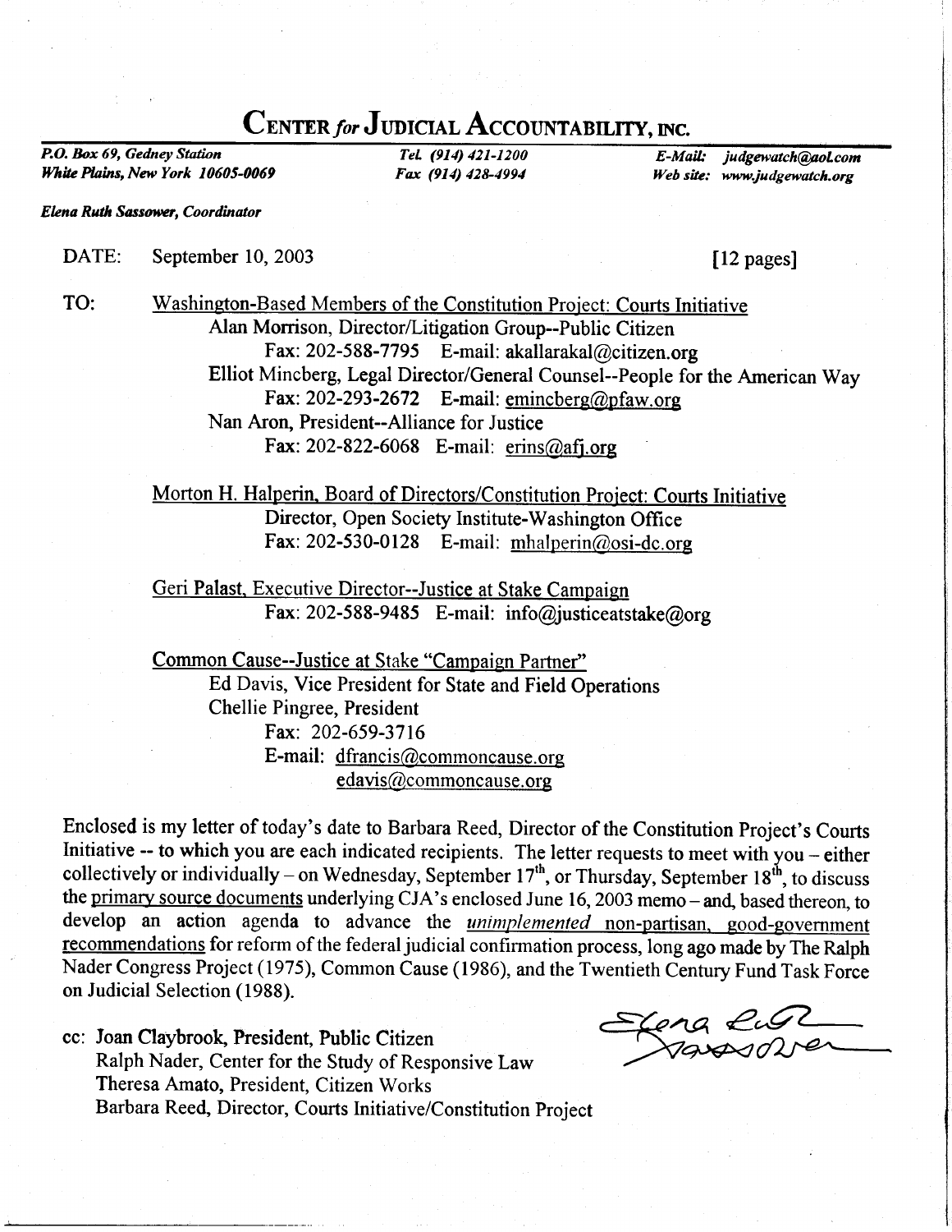# CENTER *for* JUDICIAL ACCOUNTABILITY, INC.

*P.O. Box 69, Gedney Station*
*White Plains, New York 10605-0069*

*Tel. (914) 421-1200*
*Fax (914) 428-4994*

*E-Mail: judgewatch@aol.com*
*Web site: www.judgewatch.org*

***Elena Ruth Sassower, Coordinator***

DATE: September 10, 2003 [12 pages]

TO: Washington-Based Members of the Constitution Project: Courts Initiative
Alan Morrison, Director/Litigation Group--Public Citizen
Fax: 202-588-7795 E-mail: akallarakal@citizen.org
Elliot Mincberg, Legal Director/General Counsel--People for the American Way
Fax: 202-293-2672 E-mail: emincberg@pfaw.org
Nan Aron, President--Alliance for Justice
Fax: 202-822-6068 E-mail: erins@afj.org

Morton H. Halperin, Board of Directors/Constitution Project: Courts Initiative
Director, Open Society Institute-Washington Office
Fax: 202-530-0128 E-mail: mhalperin@osi-dc.org

Geri Palast, Executive Director--Justice at Stake Campaign
Fax: 202-588-9485 E-mail: info@justiceatstake@org

Common Cause--Justice at Stake "Campaign Partner"
Ed Davis, Vice President for State and Field Operations
Chellie Pingree, President
Fax: 202-659-3716
E-mail: dfrancis@commoncause.org
edavis@commoncause.org

Enclosed is my letter of today's date to Barbara Reed, Director of the Constitution Project's Courts Initiative -- to which you are each indicated recipients. The letter requests to meet with you – either collectively or individually – on Wednesday, September 17th, or Thursday, September 18th, to discuss the primary source documents underlying CJA's enclosed June 16, 2003 memo – and, based thereon, to develop an action agenda to advance the *unimplemented* non-partisan, good-government recommendations for reform of the federal judicial confirmation process, long ago made by The Ralph Nader Congress Project (1975), Common Cause (1986), and the Twentieth Century Fund Task Force on Judicial Selection (1988).

Elena Ruth Sassower

cc: Joan Claybrook, President, Public Citizen
Ralph Nader, Center for the Study of Responsive Law
Theresa Amato, President, Citizen Works
Barbara Reed, Director, Courts Initiative/Constitution Project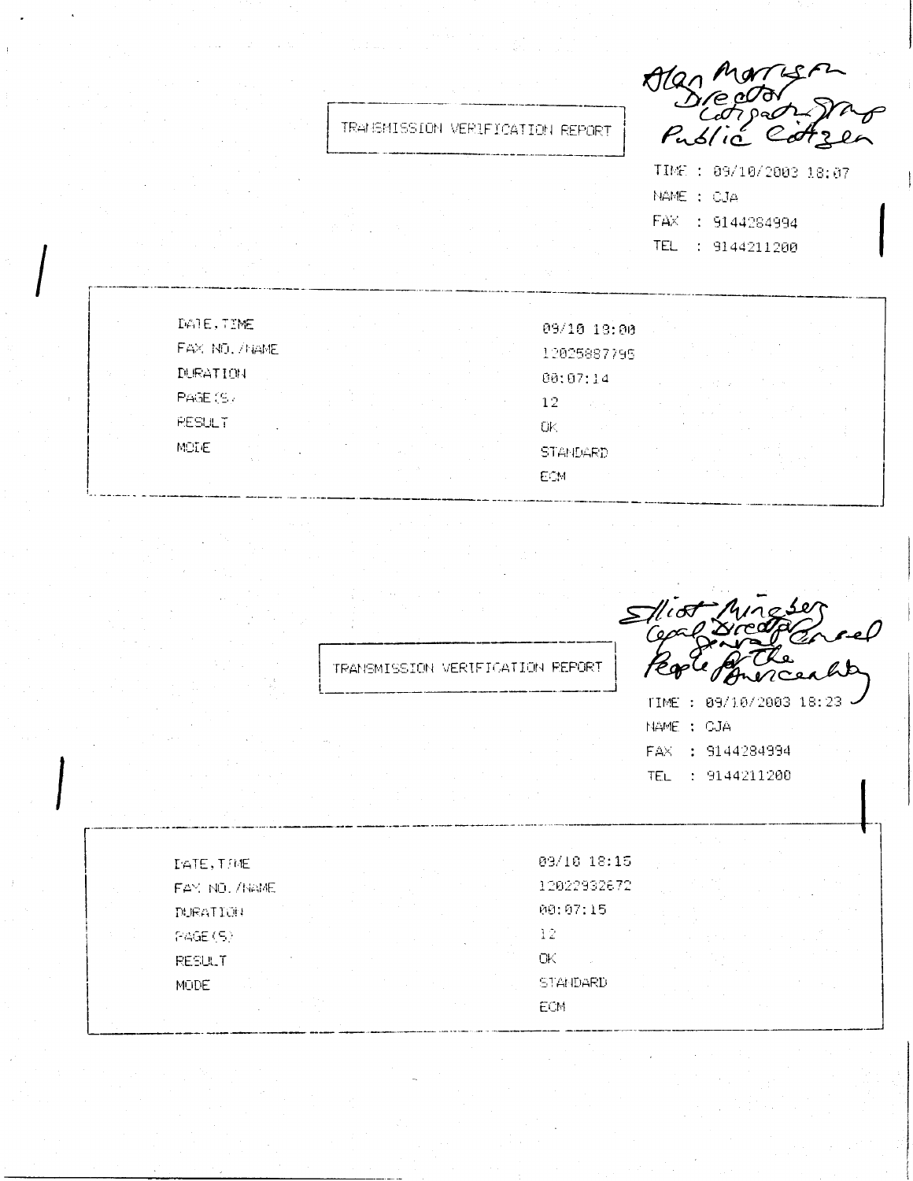Alan Morrison
Director
Litigation Group
Public Citizen

TRANSMISSION VERIFICATION REPORT

TIME : 09/10/2003 18:07
NAME : CJA
FAX : 9144284994
TEL : 9144211200

| | |
|---|---|
| DATE,TIME | 09/10 18:00 |
| FAX NO./NAME | 12025887795 |
| DURATION | 00:07:14 |
| PAGE(S) | 12 |
| RESULT | OK |
| MODE | STANDARD |
| | ECM |

Elliot Mincberg
Legal Director General Counsel
People for the American Way

TRANSMISSION VERIFICATION REPORT

TIME : 09/10/2003 18:23
NAME : CJA
FAX : 9144284994
TEL : 9144211200

| | |
|---|---|
| DATE,TIME | 09/10 18:15 |
| FAX NO./NAME | 12022932672 |
| DURATION | 00:07:15 |
| PAGE(S) | 12 |
| RESULT | OK |
| MODE | STANDARD |
| | ECM |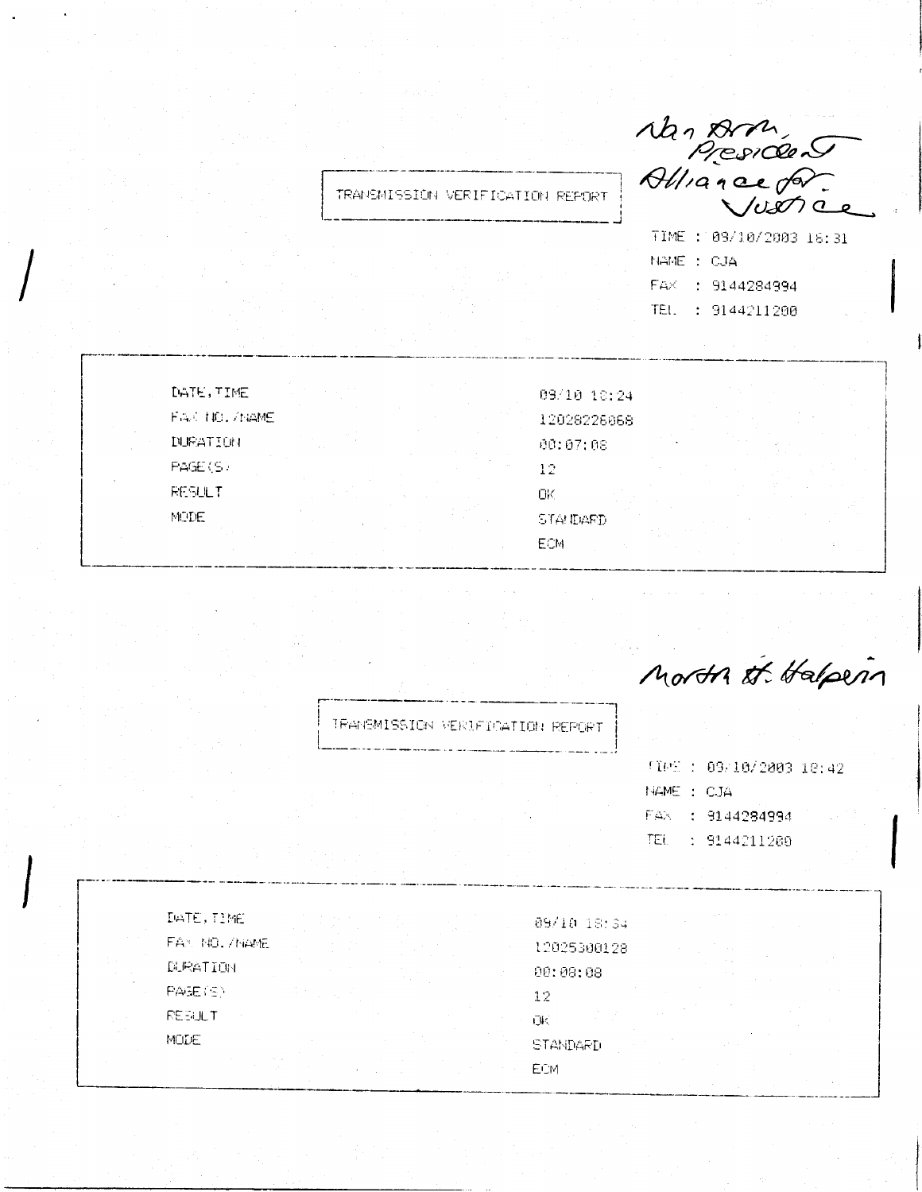Nan Aron,
President
Alliance for
Justice

TRANSMISSION VERIFICATION REPORT

TIME : 09/10/2003 16:31
NAME : CJA
FAX : 9144284994
TEL : 9144211200

| | |
|---|---|
| DATE,TIME | 09/10 16:24 |
| FAX NO./NAME | 12028226068 |
| DURATION | 00:07:08 |
| PAGE(S) | 12 |
| RESULT | OK |
| MODE | STANDARD<br>ECM |

Morton H. Halperin

TRANSMISSION VERIFICATION REPORT

TIME : 09/10/2003 18:42
NAME : CJA
FAX : 9144284994
TEL : 9144211200

| | |
|---|---|
| DATE,TIME | 09/10 18:34 |
| FAX NO./NAME | 12025300128 |
| DURATION | 00:08:08 |
| PAGE(S) | 12 |
| RESULT | OK |
| MODE | STANDARD<br>ECM |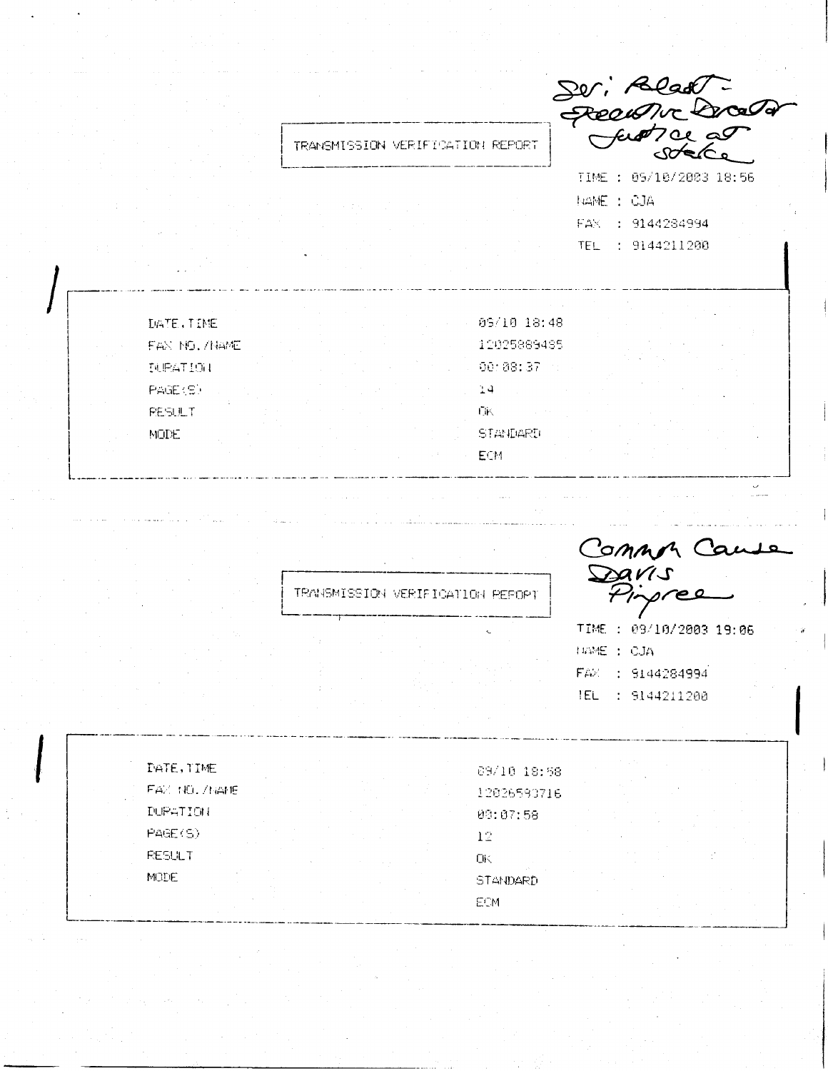Ser. Bladt -
Executive Director
Justice at Stake

TRANSMISSION VERIFICATION REPORT

TIME : 09/10/2003 18:56
NAME : CJA
FAX : 9144284994
TEL : 9144211200

| | |
|---|---|
| DATE,TIME | 09/10 18:48 |
| FAX NO./NAME | 12025889485 |
| DURATION | 00:08:37 |
| PAGE(S) | 14 |
| RESULT | OK |
| MODE | STANDARD<br>ECM |

Common Cause
Davis
Pinpree

TRANSMISSION VERIFICATION REPORT

TIME : 09/10/2003 19:06
NAME : CJA
FAX : 9144284994
TEL : 9144211200

| | |
|---|---|
| DATE,TIME | 09/10 18:58 |
| FAX NO./NAME | 12026593716 |
| DURATION | 00:07:58 |
| PAGE(S) | 12 |
| RESULT | OK |
| MODE | STANDARD<br>ECM |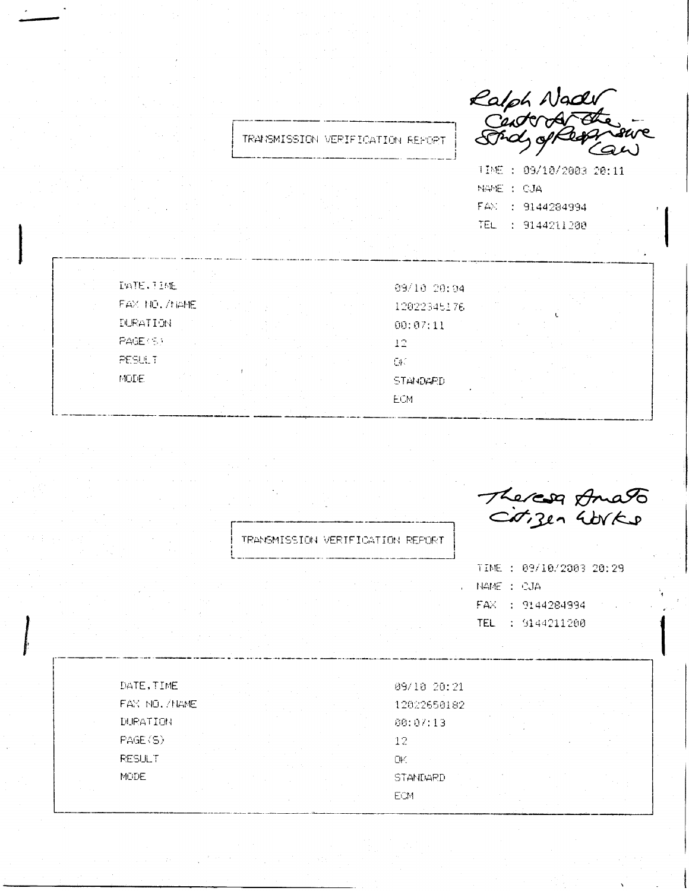Ralph Nader
Center for the Study of Responsive Law

TRANSMISSION VERIFICATION REPORT

TIME : 09/10/2003 20:11
NAME : CJA
FAX : 9144284994
TEL : 9144211200

| | |
|---|---|
| DATE,TIME | 09/10 20:04 |
| FAX NO./NAME | 12022345176 |
| DURATION | 00:07:11 |
| PAGE(S) | 12 |
| RESULT | OK |
| MODE | STANDARD ECM |

Theresa Amato
Citizen Works

TRANSMISSION VERIFICATION REPORT

TIME : 09/10/2003 20:29
NAME : CJA
FAX : 9144284994
TEL : 9144211200

| | |
|---|---|
| DATE,TIME | 09/10 20:21 |
| FAX NO./NAME | 12022650182 |
| DURATION | 00:07:13 |
| PAGE(S) | 12 |
| RESULT | OK |
| MODE | STANDARD ECM |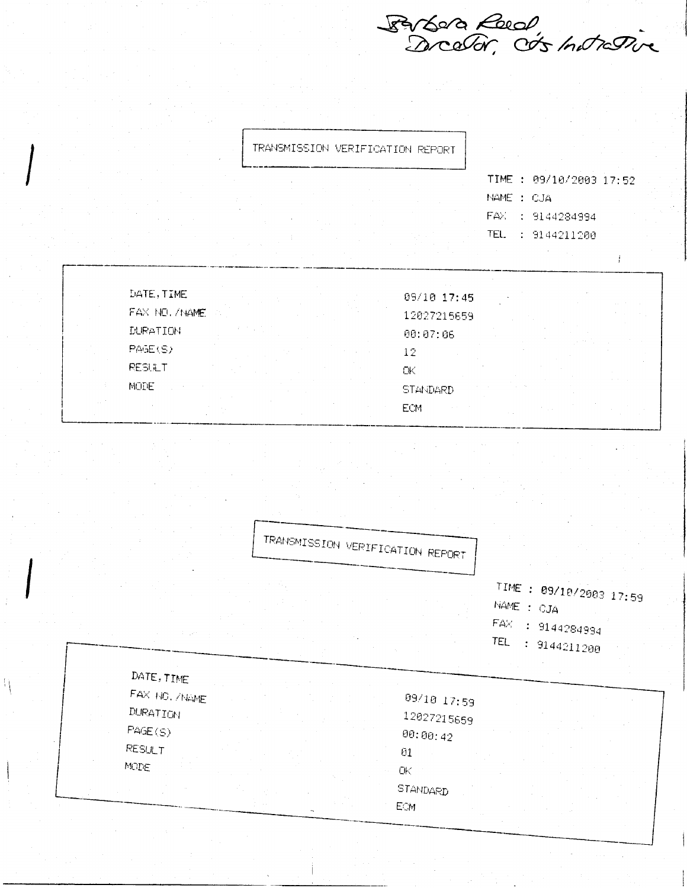Barbara Reed
Director, CJ's Initiative

TRANSMISSION VERIFICATION REPORT

TIME : 09/10/2003 17:52
NAME : CJA
FAX : 9144284994
TEL : 9144211200

| | |
|---|---|
| DATE,TIME | 09/10 17:45 |
| FAX NO./NAME | 12027215659 |
| DURATION | 00:07:06 |
| PAGE(S) | 12 |
| RESULT | OK |
| MODE | STANDARD ECM |

TRANSMISSION VERIFICATION REPORT

TIME : 09/10/2003 17:59
NAME : CJA
FAX : 9144284994
TEL : 9144211200

| | |
|---|---|
| DATE,TIME | 09/10 17:59 |
| FAX NO./NAME | 12027215659 |
| DURATION | 00:00:42 |
| PAGE(S) | 01 |
| RESULT | OK |
| MODE | STANDARD ECM |